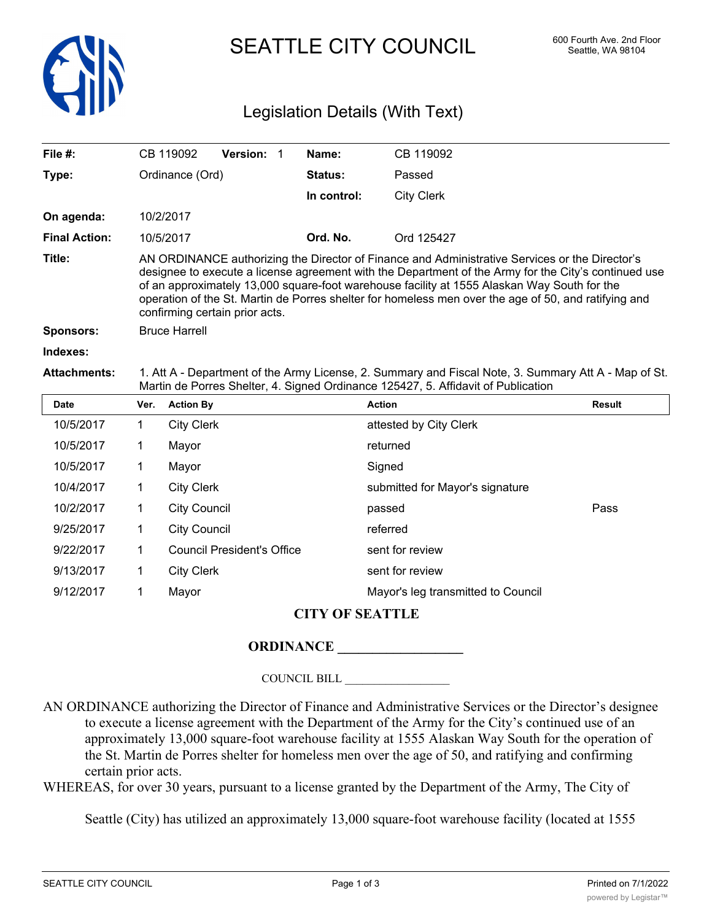# SEATTLE CITY COUNCIL

600 Fourth Ave. 2nd Floor
Seattle, WA 98104

## Legislation Details (With Text)

| | | | |
|---|---|---|---|
| **File #:** | CB 119092 **Version:** 1 | **Name:** | CB 119092 |
| **Type:** | Ordinance (Ord) | **Status:** | Passed |
| | | **In control:** | City Clerk |
| **On agenda:** | 10/2/2017 | | |
| **Final Action:** | 10/5/2017 | **Ord. No.** | Ord 125427 |

**Title:** AN ORDINANCE authorizing the Director of Finance and Administrative Services or the Director's designee to execute a license agreement with the Department of the Army for the City's continued use of an approximately 13,000 square-foot warehouse facility at 1555 Alaskan Way South for the operation of the St. Martin de Porres shelter for homeless men over the age of 50, and ratifying and confirming certain prior acts.

**Sponsors:** Bruce Harrell

**Indexes:**

**Attachments:** 1. Att A - Department of the Army License, 2. Summary and Fiscal Note, 3. Summary Att A - Map of St. Martin de Porres Shelter, 4. Signed Ordinance 125427, 5. Affidavit of Publication

| Date | Ver. | Action By | Action | Result |
|---|---|---|---|---|
| 10/5/2017 | 1 | City Clerk | attested by City Clerk | |
| 10/5/2017 | 1 | Mayor | returned | |
| 10/5/2017 | 1 | Mayor | Signed | |
| 10/4/2017 | 1 | City Clerk | submitted for Mayor's signature | |
| 10/2/2017 | 1 | City Council | passed | Pass |
| 9/25/2017 | 1 | City Council | referred | |
| 9/22/2017 | 1 | Council President's Office | sent for review | |
| 9/13/2017 | 1 | City Clerk | sent for review | |
| 9/12/2017 | 1 | Mayor | Mayor's leg transmitted to Council | |

**CITY OF SEATTLE**

**ORDINANCE \_\_\_\_\_\_\_\_\_\_\_\_\_\_\_\_\_\_**

COUNCIL BILL \_\_\_\_\_\_\_\_\_\_\_\_\_\_\_\_\_\_

AN ORDINANCE authorizing the Director of Finance and Administrative Services or the Director's designee to execute a license agreement with the Department of the Army for the City's continued use of an approximately 13,000 square-foot warehouse facility at 1555 Alaskan Way South for the operation of the St. Martin de Porres shelter for homeless men over the age of 50, and ratifying and confirming certain prior acts.

WHEREAS, for over 30 years, pursuant to a license granted by the Department of the Army, The City of Seattle (City) has utilized an approximately 13,000 square-foot warehouse facility (located at 1555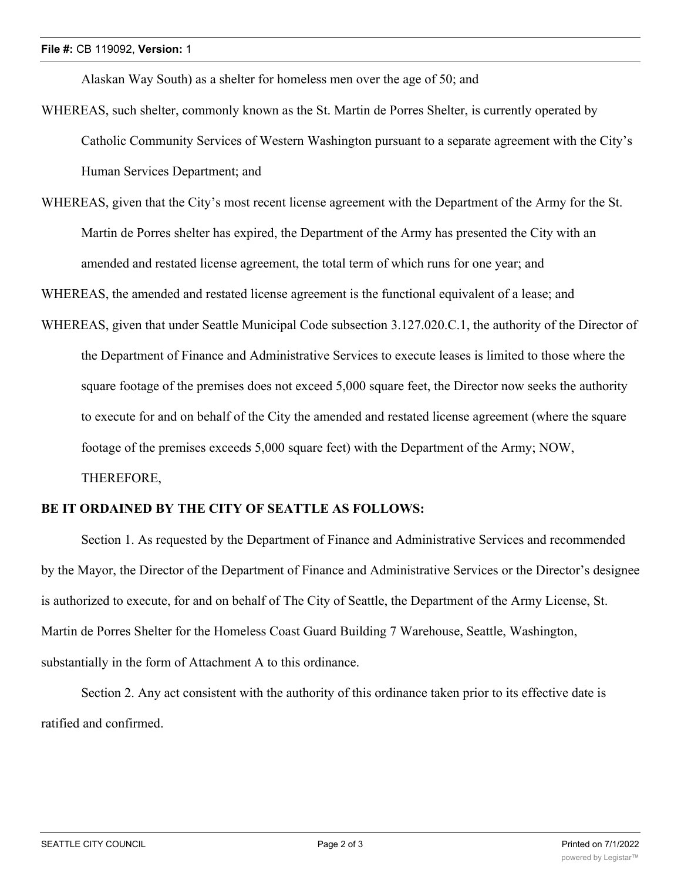Alaskan Way South) as a shelter for homeless men over the age of 50; and

WHEREAS, such shelter, commonly known as the St. Martin de Porres Shelter, is currently operated by Catholic Community Services of Western Washington pursuant to a separate agreement with the City's Human Services Department; and

WHEREAS, given that the City's most recent license agreement with the Department of the Army for the St. Martin de Porres shelter has expired, the Department of the Army has presented the City with an amended and restated license agreement, the total term of which runs for one year; and

WHEREAS, the amended and restated license agreement is the functional equivalent of a lease; and

WHEREAS, given that under Seattle Municipal Code subsection 3.127.020.C.1, the authority of the Director of the Department of Finance and Administrative Services to execute leases is limited to those where the square footage of the premises does not exceed 5,000 square feet, the Director now seeks the authority to execute for and on behalf of the City the amended and restated license agreement (where the square footage of the premises exceeds 5,000 square feet) with the Department of the Army; NOW, THEREFORE,

**BE IT ORDAINED BY THE CITY OF SEATTLE AS FOLLOWS:**

Section 1. As requested by the Department of Finance and Administrative Services and recommended by the Mayor, the Director of the Department of Finance and Administrative Services or the Director's designee is authorized to execute, for and on behalf of The City of Seattle, the Department of the Army License, St. Martin de Porres Shelter for the Homeless Coast Guard Building 7 Warehouse, Seattle, Washington, substantially in the form of Attachment A to this ordinance.

Section 2. Any act consistent with the authority of this ordinance taken prior to its effective date is ratified and confirmed.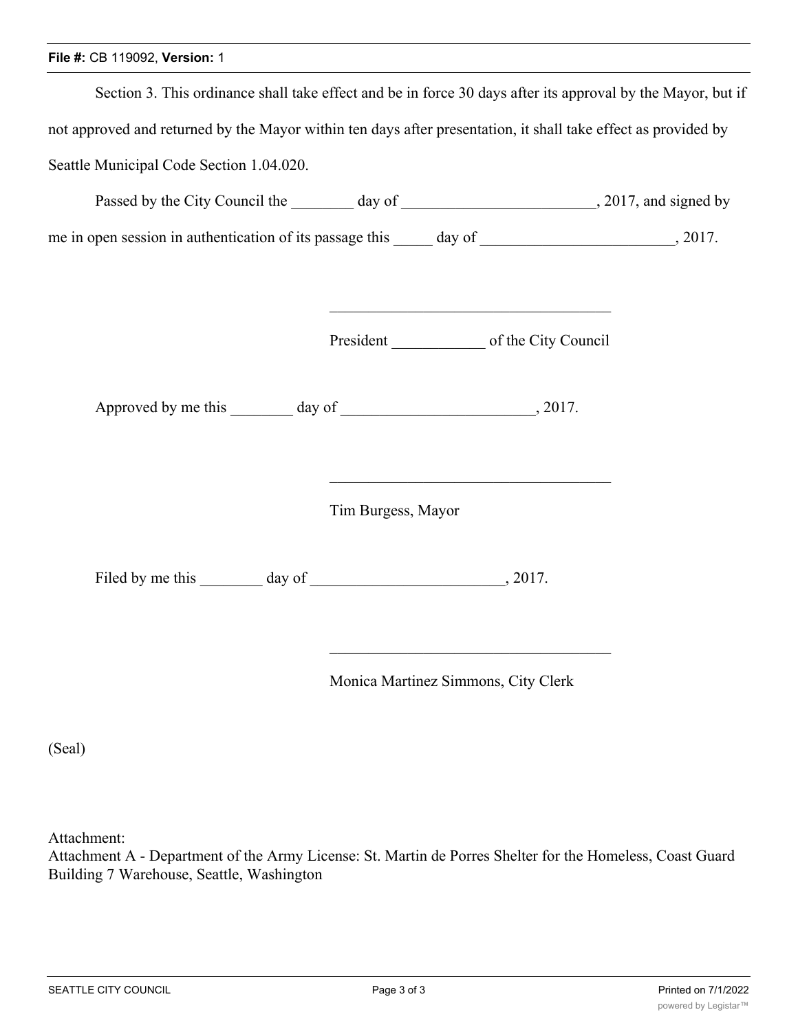Section 3. This ordinance shall take effect and be in force 30 days after its approval by the Mayor, but if not approved and returned by the Mayor within ten days after presentation, it shall take effect as provided by Seattle Municipal Code Section 1.04.020.

Passed by the City Council the ________ day of _________________________, 2017, and signed by me in open session in authentication of its passage this _____ day of _________________________, 2017.

____________________________________

President ____________ of the City Council

Approved by me this ________ day of _________________________, 2017.

____________________________________

Tim Burgess, Mayor

Filed by me this ________ day of _________________________, 2017.

____________________________________

Monica Martinez Simmons, City Clerk

(Seal)

Attachment:
Attachment A - Department of the Army License: St. Martin de Porres Shelter for the Homeless, Coast Guard Building 7 Warehouse, Seattle, Washington